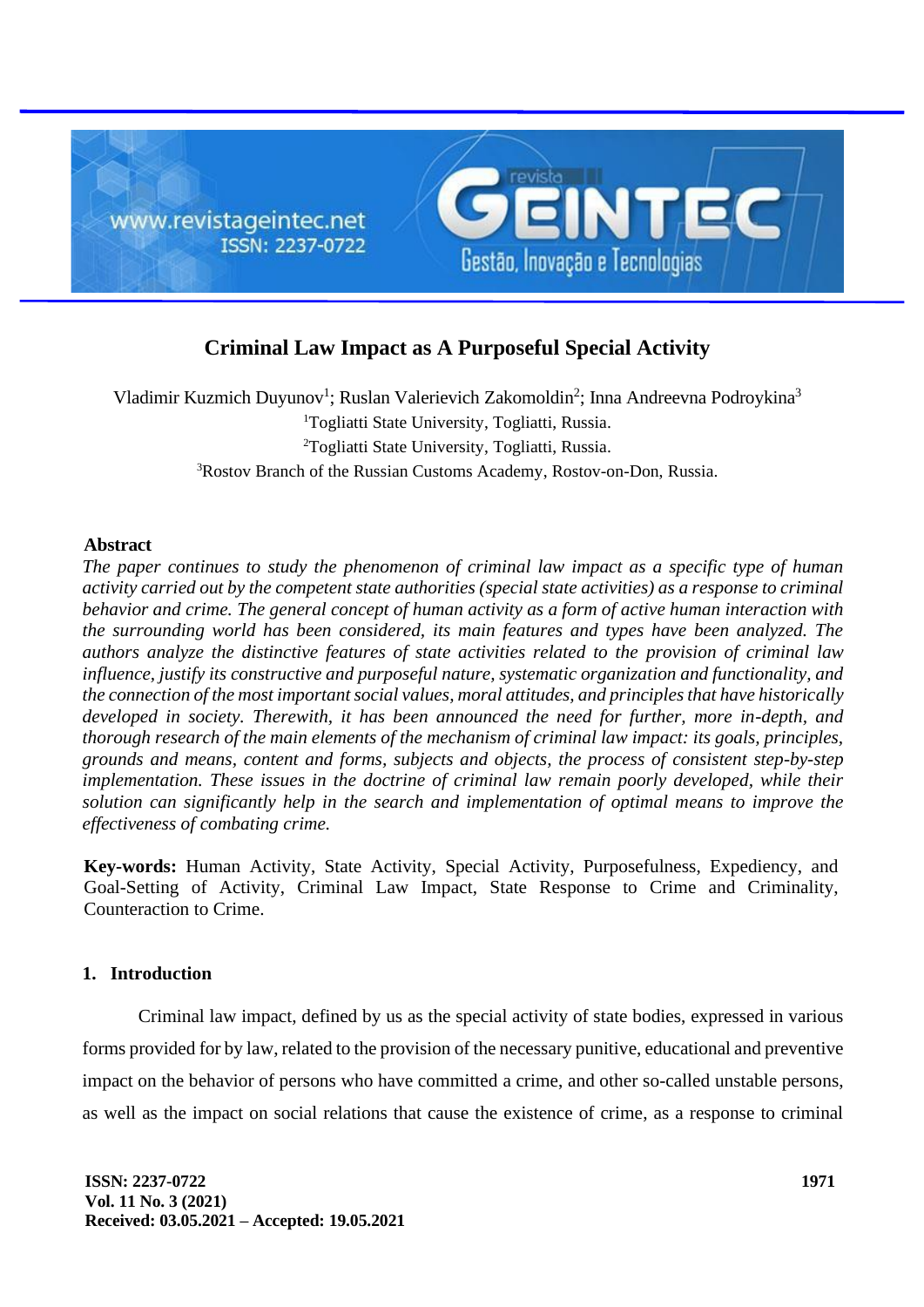# Criminal Law Impact as A Purposeful Special Activity

Vladimir Kuzmich Duyunov[1]; Ruslan Valerievich Zakomoldin[2]; Inna Andreevna Podroykina[3]

[1]Togliatti State University, Togliatti, Russia.

[2]Togliatti State University, Togliatti, Russia.

[3]Rostov Branch of the Russian Customs Academy, Rostov-on-Don, Russia.

## Abstract

*The paper continues to study the phenomenon of criminal law impact as a specific type of human activity carried out by the competent state authorities (special state activities) as a response to criminal behavior and crime. The general concept of human activity as a form of active human interaction with the surrounding world has been considered, its main features and types have been analyzed. The authors analyze the distinctive features of state activities related to the provision of criminal law influence, justify its constructive and purposeful nature, systematic organization and functionality, and the connection of the most important social values, moral attitudes, and principles that have historically developed in society. Therewith, it has been announced the need for further, more in-depth, and thorough research of the main elements of the mechanism of criminal law impact: its goals, principles, grounds and means, content and forms, subjects and objects, the process of consistent step-by-step implementation. These issues in the doctrine of criminal law remain poorly developed, while their solution can significantly help in the search and implementation of optimal means to improve the effectiveness of combating crime.*

**Key-words:** Human Activity, State Activity, Special Activity, Purposefulness, Expediency, and Goal-Setting of Activity, Criminal Law Impact, State Response to Crime and Criminality, Counteraction to Crime.

## 1. Introduction

Criminal law impact, defined by us as the special activity of state bodies, expressed in various forms provided for by law, related to the provision of the necessary punitive, educational and preventive impact on the behavior of persons who have committed a crime, and other so-called unstable persons, as well as the impact on social relations that cause the existence of crime, as a response to criminal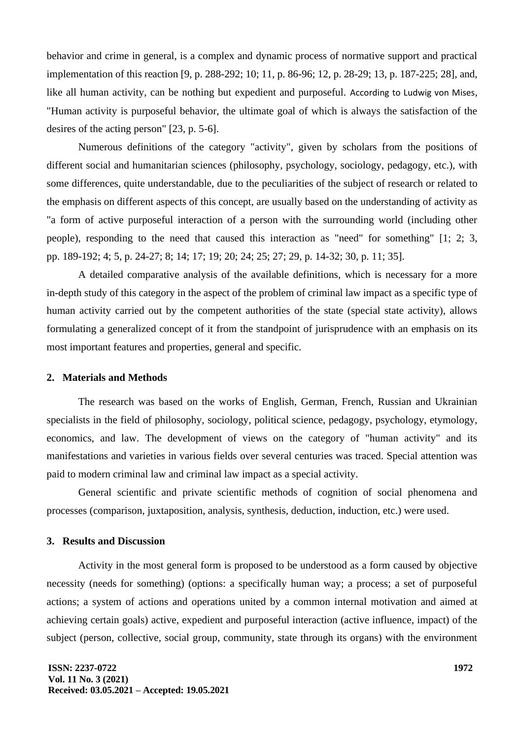behavior and crime in general, is a complex and dynamic process of normative support and practical implementation of this reaction [9, p. 288-292; 10; 11, p. 86-96; 12, p. 28-29; 13, p. 187-225; 28], and, like all human activity, can be nothing but expedient and purposeful. According to Ludwig von Mises, "Human activity is purposeful behavior, the ultimate goal of which is always the satisfaction of the desires of the acting person" [23, p. 5-6].

Numerous definitions of the category "activity", given by scholars from the positions of different social and humanitarian sciences (philosophy, psychology, sociology, pedagogy, etc.), with some differences, quite understandable, due to the peculiarities of the subject of research or related to the emphasis on different aspects of this concept, are usually based on the understanding of activity as "a form of active purposeful interaction of a person with the surrounding world (including other people), responding to the need that caused this interaction as "need" for something" [1; 2; 3, pp. 189-192; 4; 5, p. 24-27; 8; 14; 17; 19; 20; 24; 25; 27; 29, p. 14-32; 30, p. 11; 35].

A detailed comparative analysis of the available definitions, which is necessary for a more in-depth study of this category in the aspect of the problem of criminal law impact as a specific type of human activity carried out by the competent authorities of the state (special state activity), allows formulating a generalized concept of it from the standpoint of jurisprudence with an emphasis on its most important features and properties, general and specific.

## 2. Materials and Methods

The research was based on the works of English, German, French, Russian and Ukrainian specialists in the field of philosophy, sociology, political science, pedagogy, psychology, etymology, economics, and law. The development of views on the category of "human activity" and its manifestations and varieties in various fields over several centuries was traced. Special attention was paid to modern criminal law and criminal law impact as a special activity.

General scientific and private scientific methods of cognition of social phenomena and processes (comparison, juxtaposition, analysis, synthesis, deduction, induction, etc.) were used.

## 3. Results and Discussion

Activity in the most general form is proposed to be understood as a form caused by objective necessity (needs for something) (options: a specifically human way; a process; a set of purposeful actions; a system of actions and operations united by a common internal motivation and aimed at achieving certain goals) active, expedient and purposeful interaction (active influence, impact) of the subject (person, collective, social group, community, state through its organs) with the environment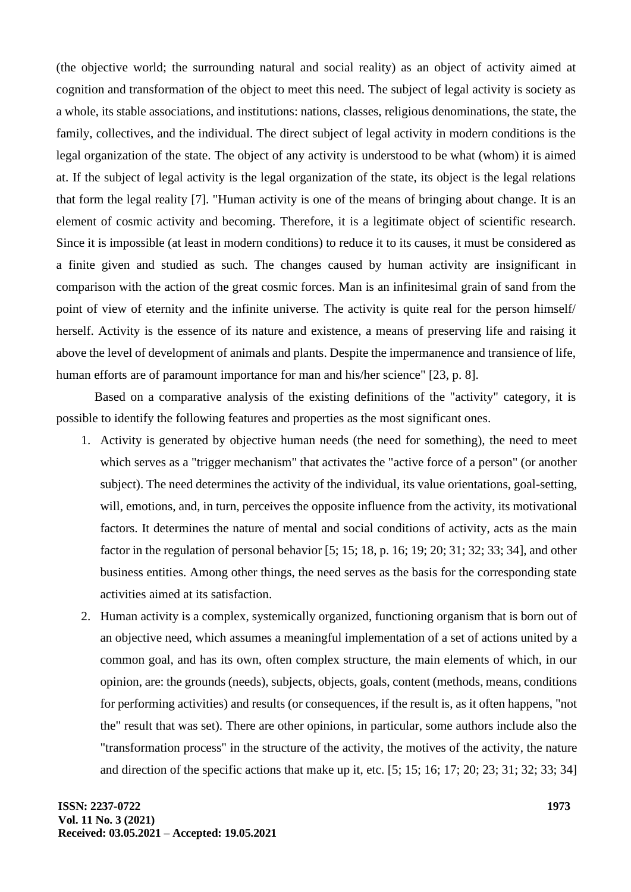(the objective world; the surrounding natural and social reality) as an object of activity aimed at cognition and transformation of the object to meet this need. The subject of legal activity is society as a whole, its stable associations, and institutions: nations, classes, religious denominations, the state, the family, collectives, and the individual. The direct subject of legal activity in modern conditions is the legal organization of the state. The object of any activity is understood to be what (whom) it is aimed at. If the subject of legal activity is the legal organization of the state, its object is the legal relations that form the legal reality [7]. "Human activity is one of the means of bringing about change. It is an element of cosmic activity and becoming. Therefore, it is a legitimate object of scientific research. Since it is impossible (at least in modern conditions) to reduce it to its causes, it must be considered as a finite given and studied as such. The changes caused by human activity are insignificant in comparison with the action of the great cosmic forces. Man is an infinitesimal grain of sand from the point of view of eternity and the infinite universe. The activity is quite real for the person himself/herself. Activity is the essence of its nature and existence, a means of preserving life and raising it above the level of development of animals and plants. Despite the impermanence and transience of life, human efforts are of paramount importance for man and his/her science" [23, p. 8].

Based on a comparative analysis of the existing definitions of the "activity" category, it is possible to identify the following features and properties as the most significant ones.

1. Activity is generated by objective human needs (the need for something), the need to meet which serves as a "trigger mechanism" that activates the "active force of a person" (or another subject). The need determines the activity of the individual, its value orientations, goal-setting, will, emotions, and, in turn, perceives the opposite influence from the activity, its motivational factors. It determines the nature of mental and social conditions of activity, acts as the main factor in the regulation of personal behavior [5; 15; 18, p. 16; 19; 20; 31; 32; 33; 34], and other business entities. Among other things, the need serves as the basis for the corresponding state activities aimed at its satisfaction.
2. Human activity is a complex, systemically organized, functioning organism that is born out of an objective need, which assumes a meaningful implementation of a set of actions united by a common goal, and has its own, often complex structure, the main elements of which, in our opinion, are: the grounds (needs), subjects, objects, goals, content (methods, means, conditions for performing activities) and results (or consequences, if the result is, as it often happens, "not the" result that was set). There are other opinions, in particular, some authors include also the "transformation process" in the structure of the activity, the motives of the activity, the nature and direction of the specific actions that make up it, etc. [5; 15; 16; 17; 20; 23; 31; 32; 33; 34]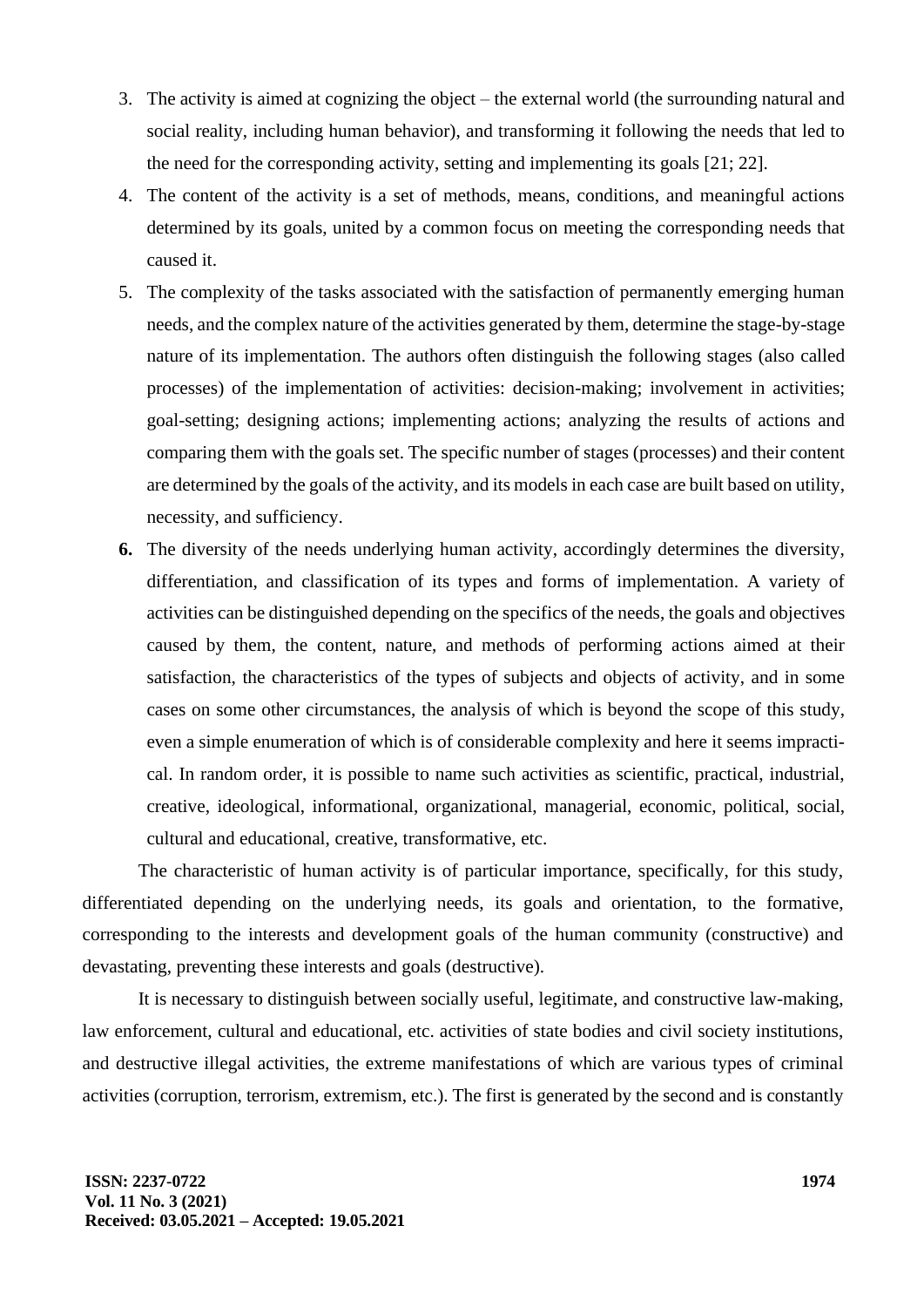3. The activity is aimed at cognizing the object – the external world (the surrounding natural and social reality, including human behavior), and transforming it following the needs that led to the need for the corresponding activity, setting and implementing its goals [21; 22].
4. The content of the activity is a set of methods, means, conditions, and meaningful actions determined by its goals, united by a common focus on meeting the corresponding needs that caused it.
5. The complexity of the tasks associated with the satisfaction of permanently emerging human needs, and the complex nature of the activities generated by them, determine the stage-by-stage nature of its implementation. The authors often distinguish the following stages (also called processes) of the implementation of activities: decision-making; involvement in activities; goal-setting; designing actions; implementing actions; analyzing the results of actions and comparing them with the goals set. The specific number of stages (processes) and their content are determined by the goals of the activity, and its models in each case are built based on utility, necessity, and sufficiency.
6. The diversity of the needs underlying human activity, accordingly determines the diversity, differentiation, and classification of its types and forms of implementation. A variety of activities can be distinguished depending on the specifics of the needs, the goals and objectives caused by them, the content, nature, and methods of performing actions aimed at their satisfaction, the characteristics of the types of subjects and objects of activity, and in some cases on some other circumstances, the analysis of which is beyond the scope of this study, even a simple enumeration of which is of considerable complexity and here it seems impractical. In random order, it is possible to name such activities as scientific, practical, industrial, creative, ideological, informational, organizational, managerial, economic, political, social, cultural and educational, creative, transformative, etc.

The characteristic of human activity is of particular importance, specifically, for this study, differentiated depending on the underlying needs, its goals and orientation, to the formative, corresponding to the interests and development goals of the human community (constructive) and devastating, preventing these interests and goals (destructive).

It is necessary to distinguish between socially useful, legitimate, and constructive law-making, law enforcement, cultural and educational, etc. activities of state bodies and civil society institutions, and destructive illegal activities, the extreme manifestations of which are various types of criminal activities (corruption, terrorism, extremism, etc.). The first is generated by the second and is constantly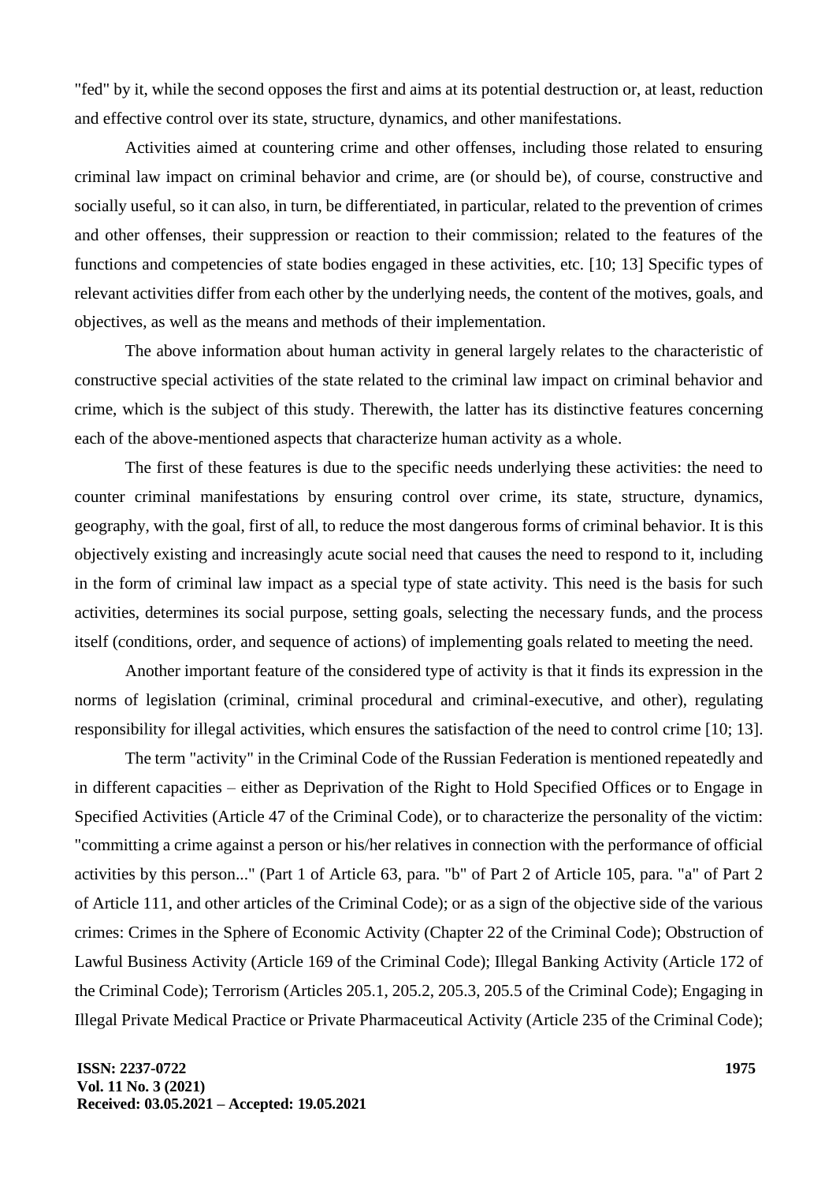"fed" by it, while the second opposes the first and aims at its potential destruction or, at least, reduction and effective control over its state, structure, dynamics, and other manifestations.

Activities aimed at countering crime and other offenses, including those related to ensuring criminal law impact on criminal behavior and crime, are (or should be), of course, constructive and socially useful, so it can also, in turn, be differentiated, in particular, related to the prevention of crimes and other offenses, their suppression or reaction to their commission; related to the features of the functions and competencies of state bodies engaged in these activities, etc. [10; 13] Specific types of relevant activities differ from each other by the underlying needs, the content of the motives, goals, and objectives, as well as the means and methods of their implementation.

The above information about human activity in general largely relates to the characteristic of constructive special activities of the state related to the criminal law impact on criminal behavior and crime, which is the subject of this study. Therewith, the latter has its distinctive features concerning each of the above-mentioned aspects that characterize human activity as a whole.

The first of these features is due to the specific needs underlying these activities: the need to counter criminal manifestations by ensuring control over crime, its state, structure, dynamics, geography, with the goal, first of all, to reduce the most dangerous forms of criminal behavior. It is this objectively existing and increasingly acute social need that causes the need to respond to it, including in the form of criminal law impact as a special type of state activity. This need is the basis for such activities, determines its social purpose, setting goals, selecting the necessary funds, and the process itself (conditions, order, and sequence of actions) of implementing goals related to meeting the need.

Another important feature of the considered type of activity is that it finds its expression in the norms of legislation (criminal, criminal procedural and criminal-executive, and other), regulating responsibility for illegal activities, which ensures the satisfaction of the need to control crime [10; 13].

The term "activity" in the Criminal Code of the Russian Federation is mentioned repeatedly and in different capacities – either as Deprivation of the Right to Hold Specified Offices or to Engage in Specified Activities (Article 47 of the Criminal Code), or to characterize the personality of the victim: "committing a crime against a person or his/her relatives in connection with the performance of official activities by this person..." (Part 1 of Article 63, para. "b" of Part 2 of Article 105, para. "a" of Part 2 of Article 111, and other articles of the Criminal Code); or as a sign of the objective side of the various crimes: Crimes in the Sphere of Economic Activity (Chapter 22 of the Criminal Code); Obstruction of Lawful Business Activity (Article 169 of the Criminal Code); Illegal Banking Activity (Article 172 of the Criminal Code); Terrorism (Articles 205.1, 205.2, 205.3, 205.5 of the Criminal Code); Engaging in Illegal Private Medical Practice or Private Pharmaceutical Activity (Article 235 of the Criminal Code);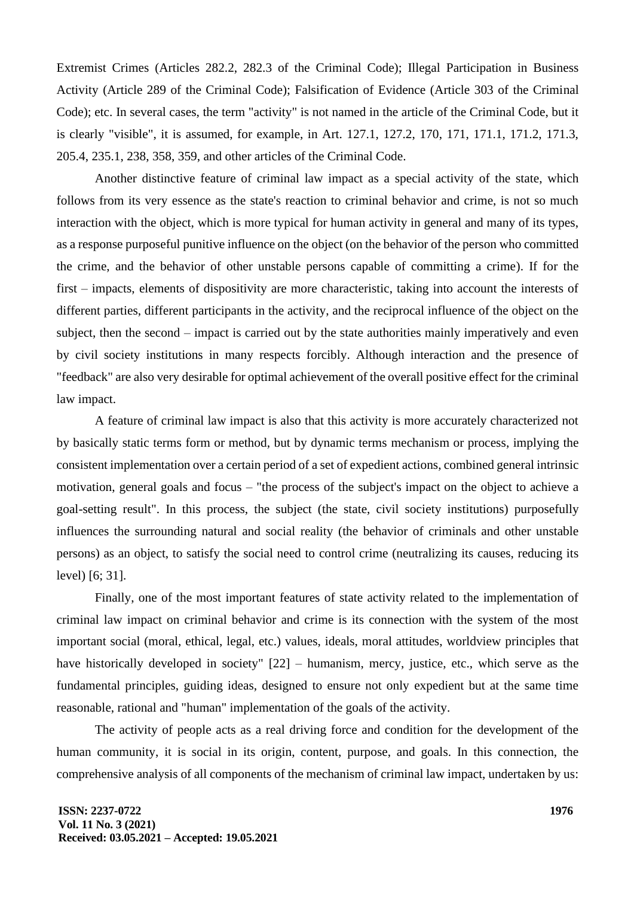Extremist Crimes (Articles 282.2, 282.3 of the Criminal Code); Illegal Participation in Business Activity (Article 289 of the Criminal Code); Falsification of Evidence (Article 303 of the Criminal Code); etc. In several cases, the term "activity" is not named in the article of the Criminal Code, but it is clearly "visible", it is assumed, for example, in Art. 127.1, 127.2, 170, 171, 171.1, 171.2, 171.3, 205.4, 235.1, 238, 358, 359, and other articles of the Criminal Code.

Another distinctive feature of criminal law impact as a special activity of the state, which follows from its very essence as the state's reaction to criminal behavior and crime, is not so much interaction with the object, which is more typical for human activity in general and many of its types, as a response purposeful punitive influence on the object (on the behavior of the person who committed the crime, and the behavior of other unstable persons capable of committing a crime). If for the first – impacts, elements of dispositivity are more characteristic, taking into account the interests of different parties, different participants in the activity, and the reciprocal influence of the object on the subject, then the second – impact is carried out by the state authorities mainly imperatively and even by civil society institutions in many respects forcibly. Although interaction and the presence of "feedback" are also very desirable for optimal achievement of the overall positive effect for the criminal law impact.

A feature of criminal law impact is also that this activity is more accurately characterized not by basically static terms form or method, but by dynamic terms mechanism or process, implying the consistent implementation over a certain period of a set of expedient actions, combined general intrinsic motivation, general goals and focus – "the process of the subject's impact on the object to achieve a goal-setting result". In this process, the subject (the state, civil society institutions) purposefully influences the surrounding natural and social reality (the behavior of criminals and other unstable persons) as an object, to satisfy the social need to control crime (neutralizing its causes, reducing its level) [6; 31].

Finally, one of the most important features of state activity related to the implementation of criminal law impact on criminal behavior and crime is its connection with the system of the most important social (moral, ethical, legal, etc.) values, ideals, moral attitudes, worldview principles that have historically developed in society" [22] – humanism, mercy, justice, etc., which serve as the fundamental principles, guiding ideas, designed to ensure not only expedient but at the same time reasonable, rational and "human" implementation of the goals of the activity.

The activity of people acts as a real driving force and condition for the development of the human community, it is social in its origin, content, purpose, and goals. In this connection, the comprehensive analysis of all components of the mechanism of criminal law impact, undertaken by us: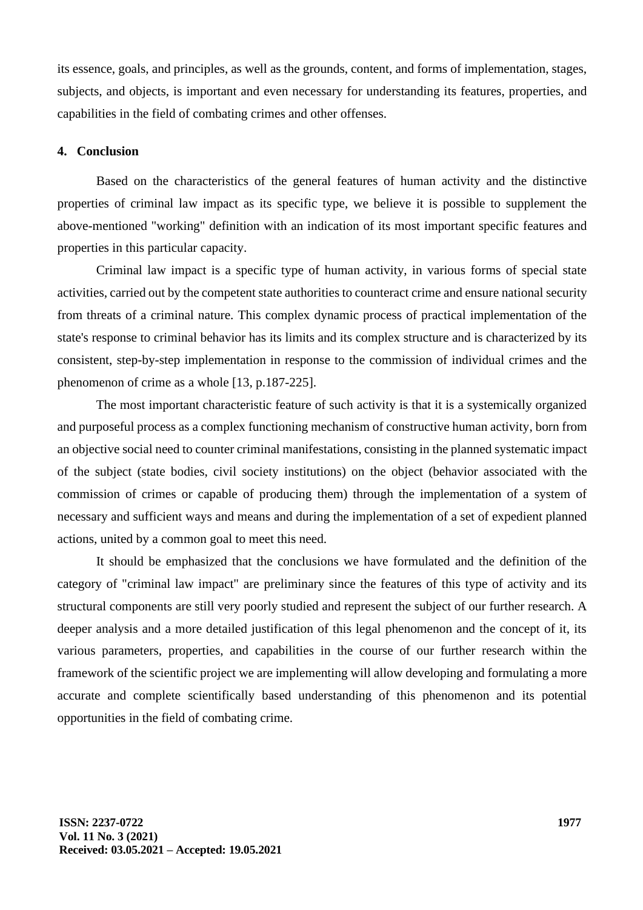its essence, goals, and principles, as well as the grounds, content, and forms of implementation, stages, subjects, and objects, is important and even necessary for understanding its features, properties, and capabilities in the field of combating crimes and other offenses.

## 4. Conclusion

Based on the characteristics of the general features of human activity and the distinctive properties of criminal law impact as its specific type, we believe it is possible to supplement the above-mentioned "working" definition with an indication of its most important specific features and properties in this particular capacity.

Criminal law impact is a specific type of human activity, in various forms of special state activities, carried out by the competent state authorities to counteract crime and ensure national security from threats of a criminal nature. This complex dynamic process of practical implementation of the state's response to criminal behavior has its limits and its complex structure and is characterized by its consistent, step-by-step implementation in response to the commission of individual crimes and the phenomenon of crime as a whole [13, p.187-225].

The most important characteristic feature of such activity is that it is a systemically organized and purposeful process as a complex functioning mechanism of constructive human activity, born from an objective social need to counter criminal manifestations, consisting in the planned systematic impact of the subject (state bodies, civil society institutions) on the object (behavior associated with the commission of crimes or capable of producing them) through the implementation of a system of necessary and sufficient ways and means and during the implementation of a set of expedient planned actions, united by a common goal to meet this need.

It should be emphasized that the conclusions we have formulated and the definition of the category of "criminal law impact" are preliminary since the features of this type of activity and its structural components are still very poorly studied and represent the subject of our further research. A deeper analysis and a more detailed justification of this legal phenomenon and the concept of it, its various parameters, properties, and capabilities in the course of our further research within the framework of the scientific project we are implementing will allow developing and formulating a more accurate and complete scientifically based understanding of this phenomenon and its potential opportunities in the field of combating crime.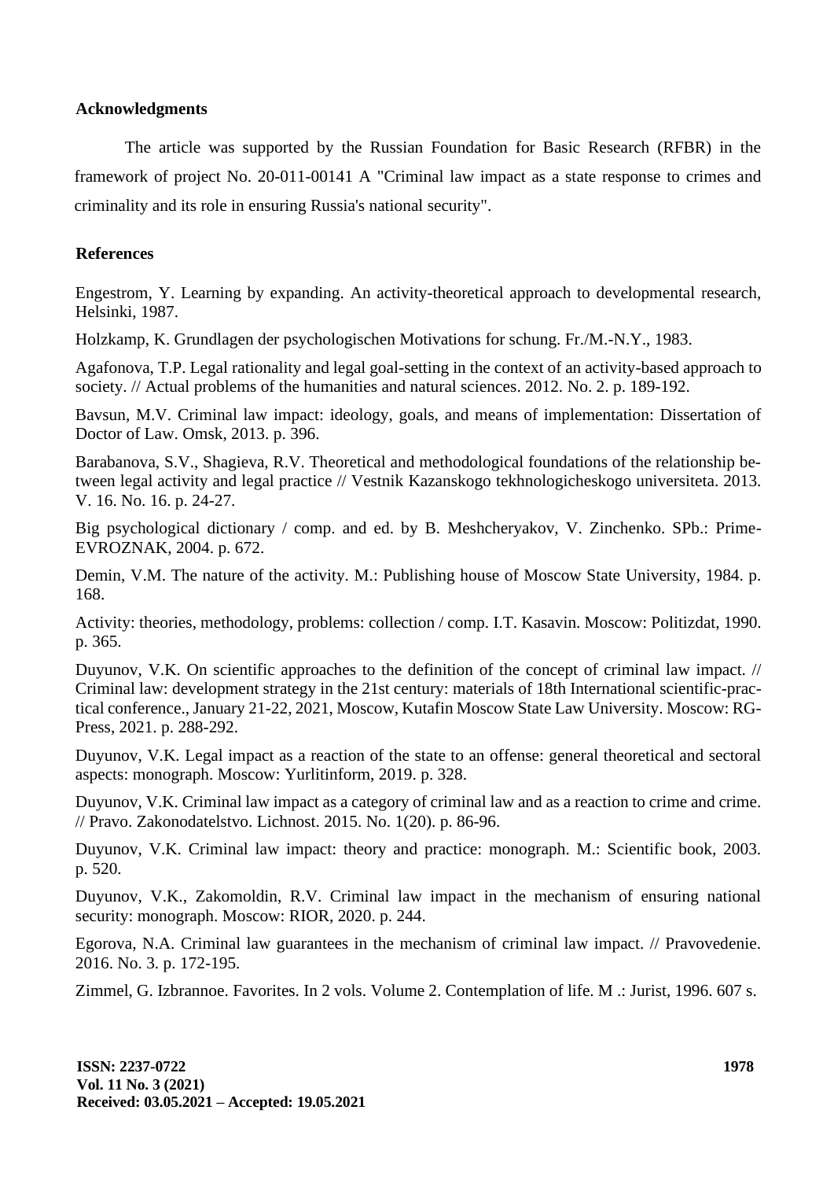**Acknowledgments**

The article was supported by the Russian Foundation for Basic Research (RFBR) in the framework of project No. 20-011-00141 A "Criminal law impact as a state response to crimes and criminality and its role in ensuring Russia's national security".

**References**

Engestrom, Y. Learning by expanding. An activity-theoretical approach to developmental research, Helsinki, 1987.

Holzkamp, K. Grundlagen der psychologischen Motivations for schung. Fr./M.-N.Y., 1983.

Agafonova, T.P. Legal rationality and legal goal-setting in the context of an activity-based approach to society. // Actual problems of the humanities and natural sciences. 2012. No. 2. p. 189-192.

Bavsun, M.V. Criminal law impact: ideology, goals, and means of implementation: Dissertation of Doctor of Law. Omsk, 2013. p. 396.

Barabanova, S.V., Shagieva, R.V. Theoretical and methodological foundations of the relationship between legal activity and legal practice // Vestnik Kazanskogo tekhnologicheskogo universiteta. 2013. V. 16. No. 16. p. 24-27.

Big psychological dictionary / comp. and ed. by B. Meshcheryakov, V. Zinchenko. SPb.: Prime-EVROZNAK, 2004. p. 672.

Demin, V.M. The nature of the activity. M.: Publishing house of Moscow State University, 1984. p. 168.

Activity: theories, methodology, problems: collection / comp. I.T. Kasavin. Moscow: Politizdat, 1990. p. 365.

Duyunov, V.K. On scientific approaches to the definition of the concept of criminal law impact. // Criminal law: development strategy in the 21st century: materials of 18th International scientific-practical conference., January 21-22, 2021, Moscow, Kutafin Moscow State Law University. Moscow: RG-Press, 2021. p. 288-292.

Duyunov, V.K. Legal impact as a reaction of the state to an offense: general theoretical and sectoral aspects: monograph. Moscow: Yurlitinform, 2019. p. 328.

Duyunov, V.K. Criminal law impact as a category of criminal law and as a reaction to crime and crime. // Pravo. Zakonodatelstvo. Lichnost. 2015. No. 1(20). p. 86-96.

Duyunov, V.K. Criminal law impact: theory and practice: monograph. M.: Scientific book, 2003. p. 520.

Duyunov, V.K., Zakomoldin, R.V. Criminal law impact in the mechanism of ensuring national security: monograph. Moscow: RIOR, 2020. p. 244.

Egorova, N.A. Criminal law guarantees in the mechanism of criminal law impact. // Pravovedenie. 2016. No. 3. p. 172-195.

Zimmel, G. Izbrannoe. Favorites. In 2 vols. Volume 2. Contemplation of life. M .: Jurist, 1996. 607 s.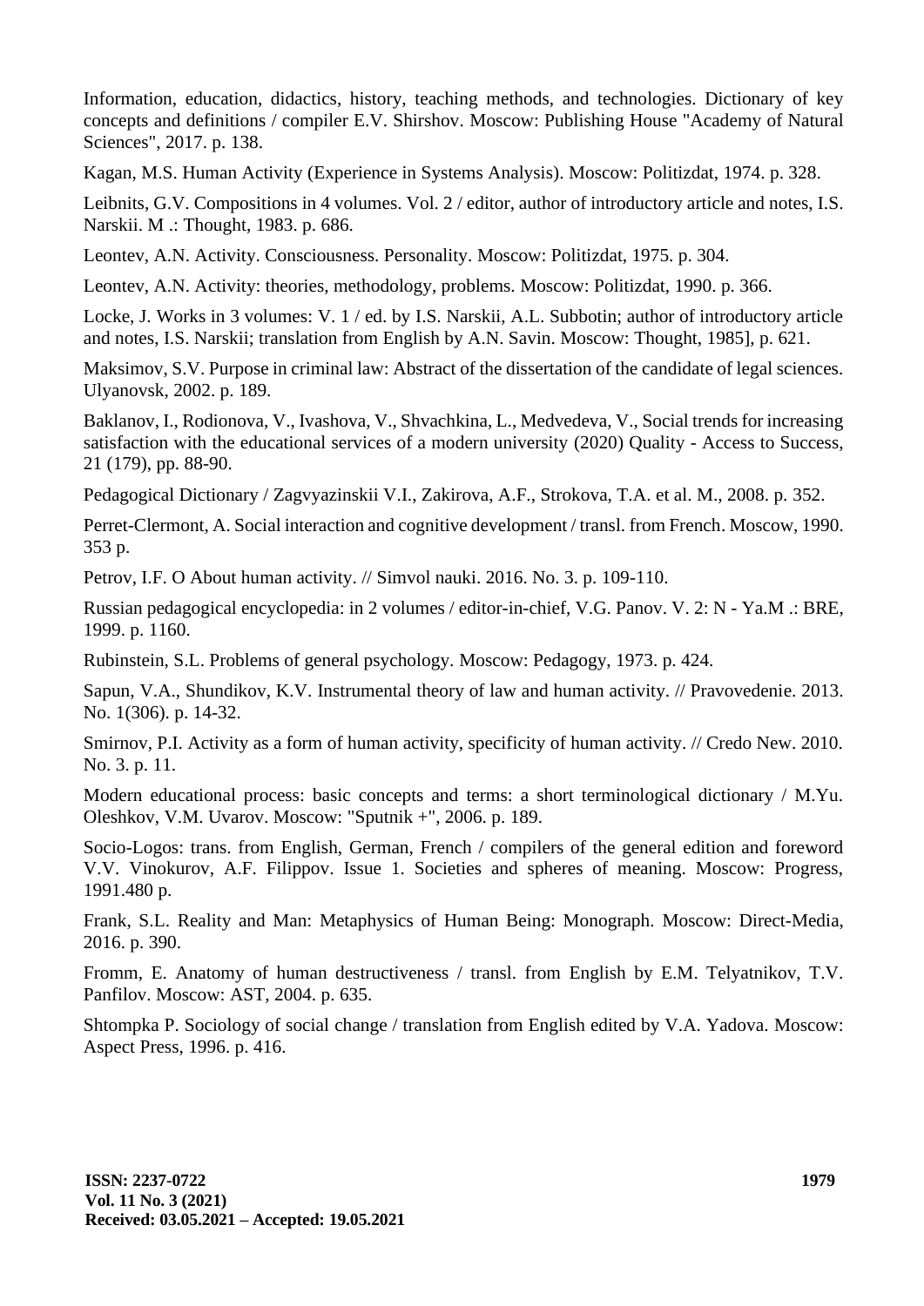Information, education, didactics, history, teaching methods, and technologies. Dictionary of key concepts and definitions / compiler E.V. Shirshov. Moscow: Publishing House "Academy of Natural Sciences", 2017. p. 138.

Kagan, M.S. Human Activity (Experience in Systems Analysis). Moscow: Politizdat, 1974. p. 328.

Leibnits, G.V. Compositions in 4 volumes. Vol. 2 / editor, author of introductory article and notes, I.S. Narskii. M .: Thought, 1983. p. 686.

Leontev, A.N. Activity. Consciousness. Personality. Moscow: Politizdat, 1975. p. 304.

Leontev, A.N. Activity: theories, methodology, problems. Moscow: Politizdat, 1990. p. 366.

Locke, J. Works in 3 volumes: V. 1 / ed. by I.S. Narskii, A.L. Subbotin; author of introductory article and notes, I.S. Narskii; translation from English by A.N. Savin. Moscow: Thought, 1985], p. 621.

Maksimov, S.V. Purpose in criminal law: Abstract of the dissertation of the candidate of legal sciences. Ulyanovsk, 2002. p. 189.

Baklanov, I., Rodionova, V., Ivashova, V., Shvachkina, L., Medvedeva, V., Social trends for increasing satisfaction with the educational services of a modern university (2020) Quality - Access to Success, 21 (179), pp. 88-90.

Pedagogical Dictionary / Zagvyazinskii V.I., Zakirova, A.F., Strokova, T.A. et al. M., 2008. p. 352.

Perret-Clermont, A. Social interaction and cognitive development / transl. from French. Moscow, 1990. 353 p.

Petrov, I.F. O About human activity. // Simvol nauki. 2016. No. 3. p. 109-110.

Russian pedagogical encyclopedia: in 2 volumes / editor-in-chief, V.G. Panov. V. 2: N - Ya.M .: BRE, 1999. p. 1160.

Rubinstein, S.L. Problems of general psychology. Moscow: Pedagogy, 1973. p. 424.

Sapun, V.A., Shundikov, K.V. Instrumental theory of law and human activity. // Pravovedenie. 2013. No. 1(306). p. 14-32.

Smirnov, P.I. Activity as a form of human activity, specificity of human activity. // Credo New. 2010. No. 3. p. 11.

Modern educational process: basic concepts and terms: a short terminological dictionary / M.Yu. Oleshkov, V.M. Uvarov. Moscow: "Sputnik +", 2006. p. 189.

Socio-Logos: trans. from English, German, French / compilers of the general edition and foreword V.V. Vinokurov, A.F. Filippov. Issue 1. Societies and spheres of meaning. Moscow: Progress, 1991.480 p.

Frank, S.L. Reality and Man: Metaphysics of Human Being: Monograph. Moscow: Direct-Media, 2016. p. 390.

Fromm, E. Anatomy of human destructiveness / transl. from English by E.M. Telyatnikov, T.V. Panfilov. Moscow: AST, 2004. p. 635.

Shtompka P. Sociology of social change / translation from English edited by V.A. Yadova. Moscow: Aspect Press, 1996. p. 416.